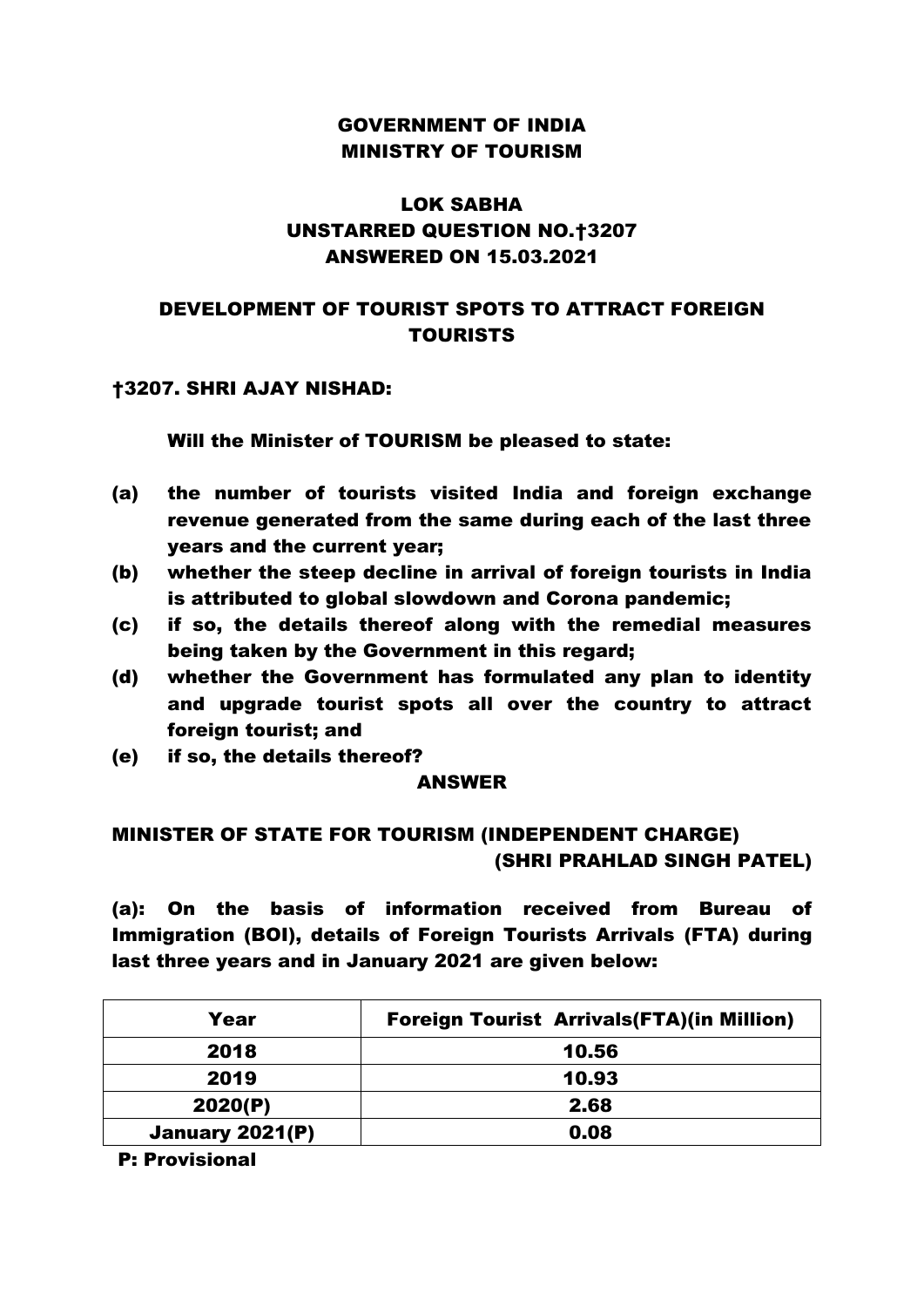**GOVERNMENT OF INDIA**
**MINISTRY OF TOURISM**

**LOK SABHA**
**UNSTARRED QUESTION NO.†3207**
**ANSWERED ON 15.03.2021**

## DEVELOPMENT OF TOURIST SPOTS TO ATTRACT FOREIGN TOURISTS

**†3207. SHRI AJAY NISHAD:**

**Will the Minister of TOURISM be pleased to state:**

**(a) the number of tourists visited India and foreign exchange revenue generated from the same during each of the last three years and the current year;**

**(b) whether the steep decline in arrival of foreign tourists in India is attributed to global slowdown and Corona pandemic;**

**(c) if so, the details thereof along with the remedial measures being taken by the Government in this regard;**

**(d) whether the Government has formulated any plan to identity and upgrade tourist spots all over the country to attract foreign tourist; and**

**(e) if so, the details thereof?**

**ANSWER**

**MINISTER OF STATE FOR TOURISM (INDEPENDENT CHARGE)**
**(SHRI PRAHLAD SINGH PATEL)**

**(a): On the basis of information received from Bureau of Immigration (BOI), details of Foreign Tourists Arrivals (FTA) during last three years and in January 2021 are given below:**

| Year | Foreign Tourist Arrivals(FTA)(in Million) |
|---|---|
| 2018 | 10.56 |
| 2019 | 10.93 |
| 2020(P) | 2.68 |
| January 2021(P) | 0.08 |

**P: Provisional**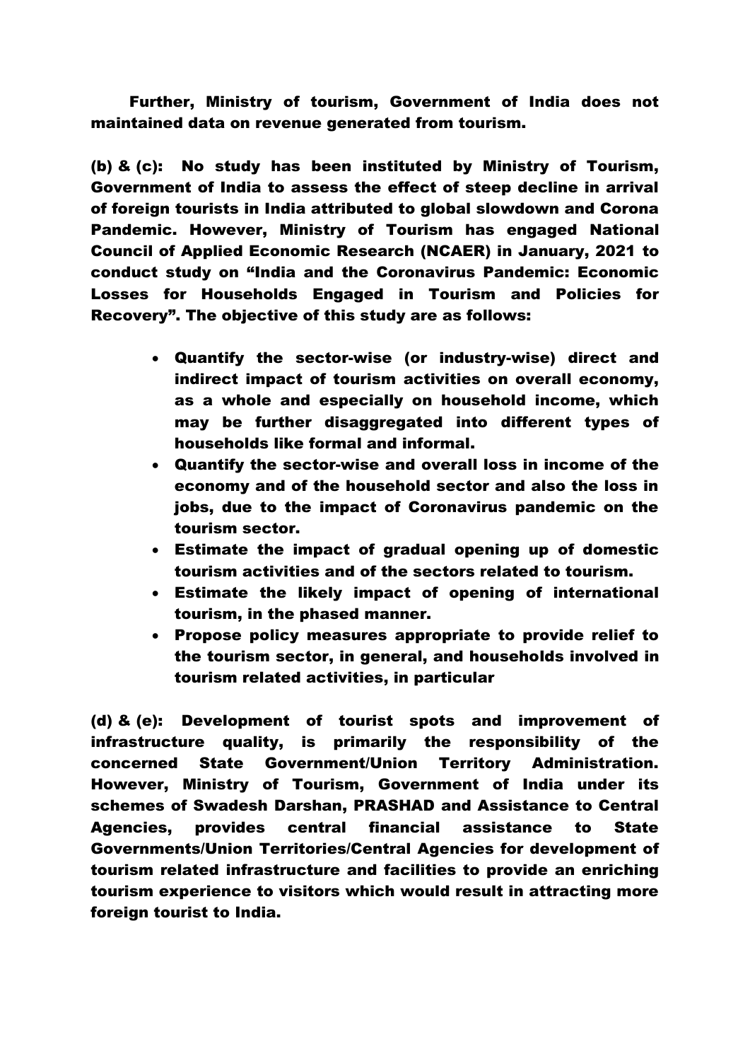Further, Ministry of tourism, Government of India does not maintained data on revenue generated from tourism.

**(b) & (c):** No study has been instituted by Ministry of Tourism, Government of India to assess the effect of steep decline in arrival of foreign tourists in India attributed to global slowdown and Corona Pandemic. However, Ministry of Tourism has engaged National Council of Applied Economic Research (NCAER) in January, 2021 to conduct study on "India and the Coronavirus Pandemic: Economic Losses for Households Engaged in Tourism and Policies for Recovery". The objective of this study are as follows:

- Quantify the sector-wise (or industry-wise) direct and indirect impact of tourism activities on overall economy, as a whole and especially on household income, which may be further disaggregated into different types of households like formal and informal.
- Quantify the sector-wise and overall loss in income of the economy and of the household sector and also the loss in jobs, due to the impact of Coronavirus pandemic on the tourism sector.
- Estimate the impact of gradual opening up of domestic tourism activities and of the sectors related to tourism.
- Estimate the likely impact of opening of international tourism, in the phased manner.
- Propose policy measures appropriate to provide relief to the tourism sector, in general, and households involved in tourism related activities, in particular

**(d) & (e):** Development of tourist spots and improvement of infrastructure quality, is primarily the responsibility of the concerned State Government/Union Territory Administration. However, Ministry of Tourism, Government of India under its schemes of Swadesh Darshan, PRASHAD and Assistance to Central Agencies, provides central financial assistance to State Governments/Union Territories/Central Agencies for development of tourism related infrastructure and facilities to provide an enriching tourism experience to visitors which would result in attracting more foreign tourist to India.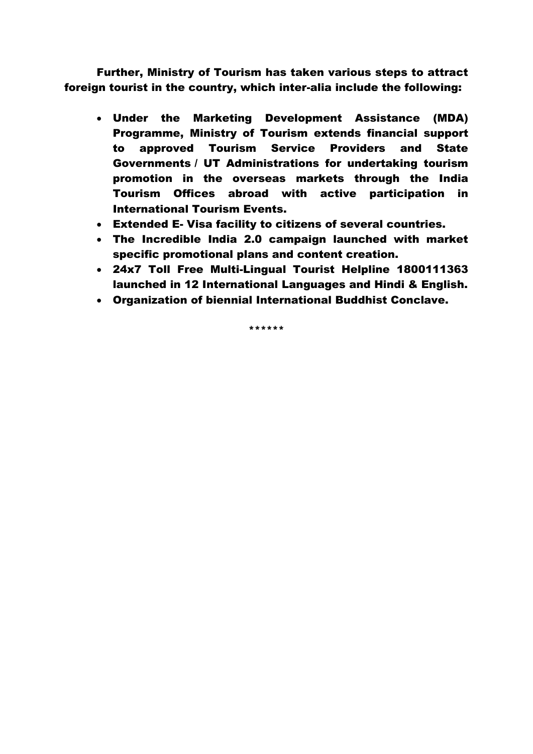**Further, Ministry of Tourism has taken various steps to attract foreign tourist in the country, which inter-alia include the following:**

- **Under the Marketing Development Assistance (MDA) Programme, Ministry of Tourism extends financial support to approved Tourism Service Providers and State Governments / UT Administrations for undertaking tourism promotion in the overseas markets through the India Tourism Offices abroad with active participation in International Tourism Events.**
- **Extended E- Visa facility to citizens of several countries.**
- **The Incredible India 2.0 campaign launched with market specific promotional plans and content creation.**
- **24x7 Toll Free Multi-Lingual Tourist Helpline 1800111363 launched in 12 International Languages and Hindi & English.**
- **Organization of biennial International Buddhist Conclave.**

******